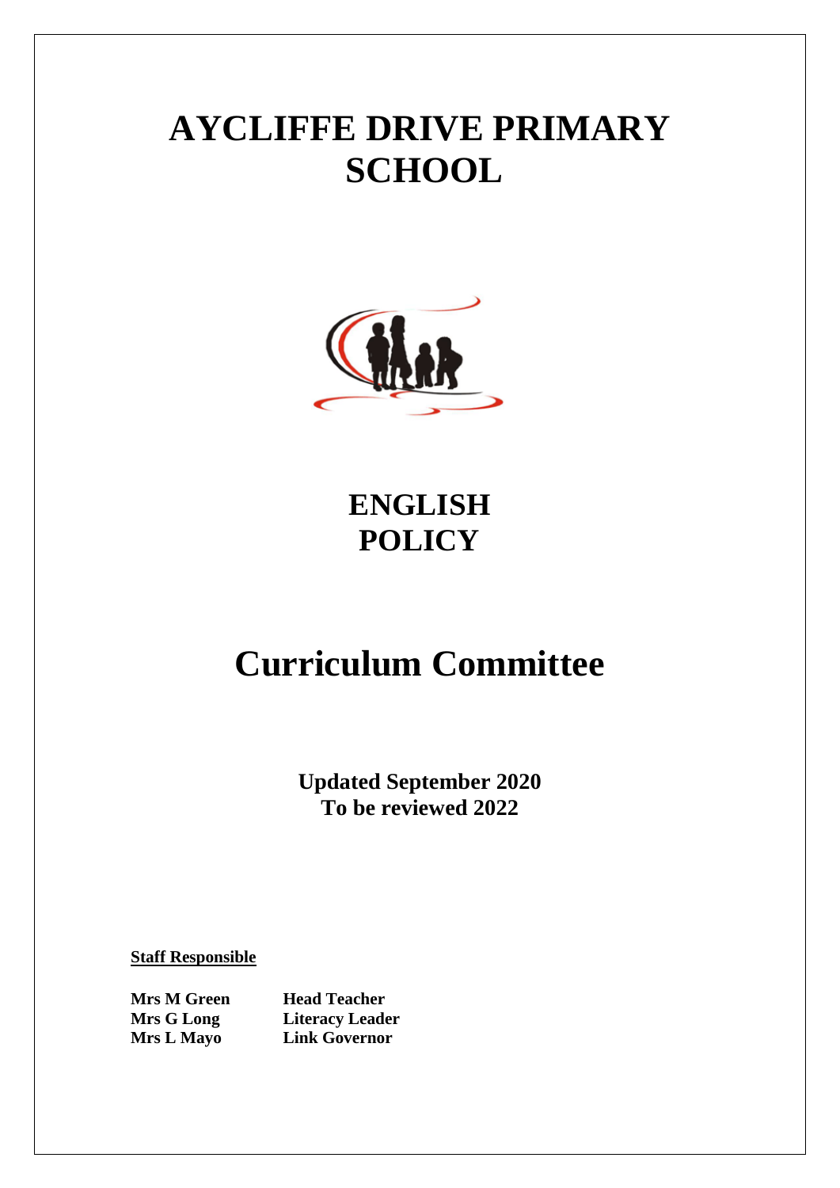# AYCLIFFE DRIVE PRIMARY SCHOOL

## ENGLISH POLICY

# Curriculum Committee

**Updated September 2020**
**To be reviewed 2022**

**Staff Responsible**

| | |
|---|---|
| **Mrs M Green** | **Head Teacher** |
| **Mrs G Long** | **Literacy Leader** |
| **Mrs L Mayo** | **Link Governor** |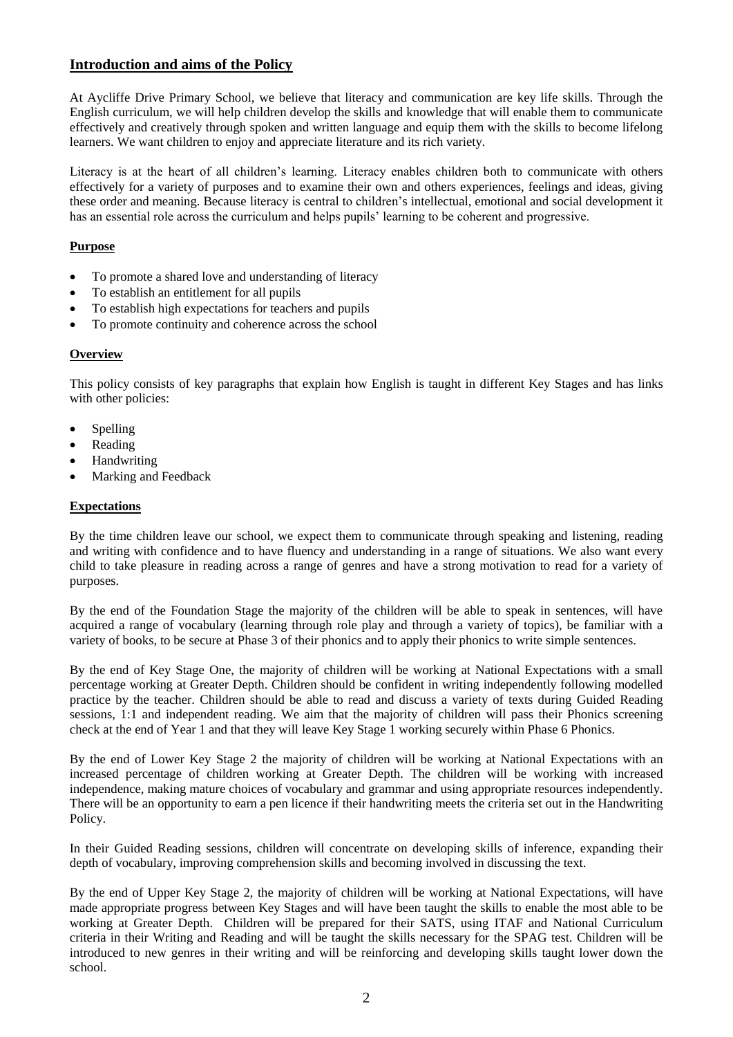## **Introduction and aims of the Policy**

At Aycliffe Drive Primary School, we believe that literacy and communication are key life skills. Through the English curriculum, we will help children develop the skills and knowledge that will enable them to communicate effectively and creatively through spoken and written language and equip them with the skills to become lifelong learners. We want children to enjoy and appreciate literature and its rich variety.

Literacy is at the heart of all children's learning. Literacy enables children both to communicate with others effectively for a variety of purposes and to examine their own and others experiences, feelings and ideas, giving these order and meaning. Because literacy is central to children's intellectual, emotional and social development it has an essential role across the curriculum and helps pupils' learning to be coherent and progressive.

### **Purpose**

- To promote a shared love and understanding of literacy
- To establish an entitlement for all pupils
- To establish high expectations for teachers and pupils
- To promote continuity and coherence across the school

### **Overview**

This policy consists of key paragraphs that explain how English is taught in different Key Stages and has links with other policies:

- Spelling
- Reading
- Handwriting
- Marking and Feedback

### **Expectations**

By the time children leave our school, we expect them to communicate through speaking and listening, reading and writing with confidence and to have fluency and understanding in a range of situations. We also want every child to take pleasure in reading across a range of genres and have a strong motivation to read for a variety of purposes.

By the end of the Foundation Stage the majority of the children will be able to speak in sentences, will have acquired a range of vocabulary (learning through role play and through a variety of topics), be familiar with a variety of books, to be secure at Phase 3 of their phonics and to apply their phonics to write simple sentences.

By the end of Key Stage One, the majority of children will be working at National Expectations with a small percentage working at Greater Depth. Children should be confident in writing independently following modelled practice by the teacher. Children should be able to read and discuss a variety of texts during Guided Reading sessions, 1:1 and independent reading. We aim that the majority of children will pass their Phonics screening check at the end of Year 1 and that they will leave Key Stage 1 working securely within Phase 6 Phonics.

By the end of Lower Key Stage 2 the majority of children will be working at National Expectations with an increased percentage of children working at Greater Depth. The children will be working with increased independence, making mature choices of vocabulary and grammar and using appropriate resources independently. There will be an opportunity to earn a pen licence if their handwriting meets the criteria set out in the Handwriting Policy.

In their Guided Reading sessions, children will concentrate on developing skills of inference, expanding their depth of vocabulary, improving comprehension skills and becoming involved in discussing the text.

By the end of Upper Key Stage 2, the majority of children will be working at National Expectations, will have made appropriate progress between Key Stages and will have been taught the skills to enable the most able to be working at Greater Depth. Children will be prepared for their SATS, using ITAF and National Curriculum criteria in their Writing and Reading and will be taught the skills necessary for the SPAG test. Children will be introduced to new genres in their writing and will be reinforcing and developing skills taught lower down the school.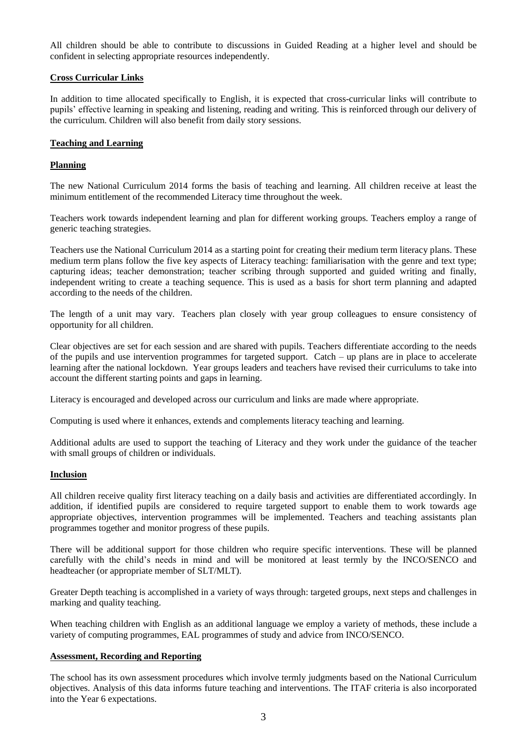All children should be able to contribute to discussions in Guided Reading at a higher level and should be confident in selecting appropriate resources independently.

**Cross Curricular Links**

In addition to time allocated specifically to English, it is expected that cross-curricular links will contribute to pupils' effective learning in speaking and listening, reading and writing. This is reinforced through our delivery of the curriculum. Children will also benefit from daily story sessions.

**Teaching and Learning**

**Planning**

The new National Curriculum 2014 forms the basis of teaching and learning. All children receive at least the minimum entitlement of the recommended Literacy time throughout the week.

Teachers work towards independent learning and plan for different working groups. Teachers employ a range of generic teaching strategies.

Teachers use the National Curriculum 2014 as a starting point for creating their medium term literacy plans. These medium term plans follow the five key aspects of Literacy teaching: familiarisation with the genre and text type; capturing ideas; teacher demonstration; teacher scribing through supported and guided writing and finally, independent writing to create a teaching sequence. This is used as a basis for short term planning and adapted according to the needs of the children.

The length of a unit may vary. Teachers plan closely with year group colleagues to ensure consistency of opportunity for all children.

Clear objectives are set for each session and are shared with pupils. Teachers differentiate according to the needs of the pupils and use intervention programmes for targeted support. Catch – up plans are in place to accelerate learning after the national lockdown. Year groups leaders and teachers have revised their curriculums to take into account the different starting points and gaps in learning.

Literacy is encouraged and developed across our curriculum and links are made where appropriate.

Computing is used where it enhances, extends and complements literacy teaching and learning.

Additional adults are used to support the teaching of Literacy and they work under the guidance of the teacher with small groups of children or individuals.

**Inclusion**

All children receive quality first literacy teaching on a daily basis and activities are differentiated accordingly. In addition, if identified pupils are considered to require targeted support to enable them to work towards age appropriate objectives, intervention programmes will be implemented. Teachers and teaching assistants plan programmes together and monitor progress of these pupils.

There will be additional support for those children who require specific interventions. These will be planned carefully with the child's needs in mind and will be monitored at least termly by the INCO/SENCO and headteacher (or appropriate member of SLT/MLT).

Greater Depth teaching is accomplished in a variety of ways through: targeted groups, next steps and challenges in marking and quality teaching.

When teaching children with English as an additional language we employ a variety of methods, these include a variety of computing programmes, EAL programmes of study and advice from INCO/SENCO.

**Assessment, Recording and Reporting**

The school has its own assessment procedures which involve termly judgments based on the National Curriculum objectives. Analysis of this data informs future teaching and interventions. The ITAF criteria is also incorporated into the Year 6 expectations.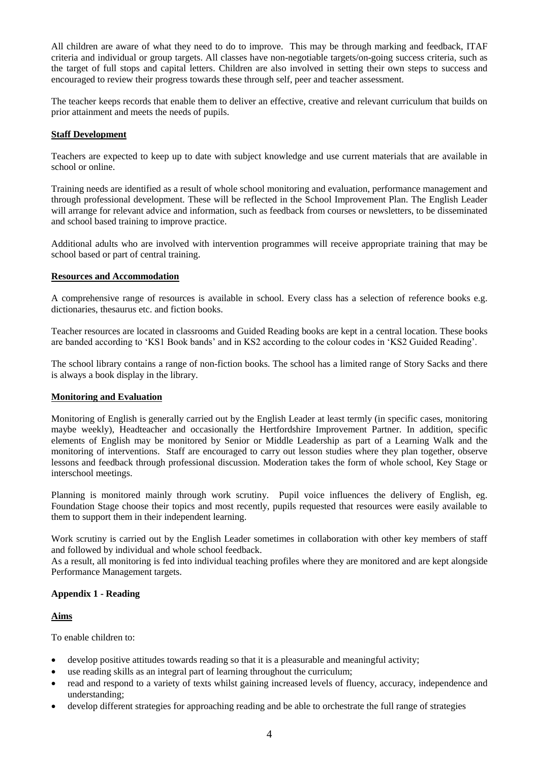All children are aware of what they need to do to improve. This may be through marking and feedback, ITAF criteria and individual or group targets. All classes have non-negotiable targets/on-going success criteria, such as the target of full stops and capital letters. Children are also involved in setting their own steps to success and encouraged to review their progress towards these through self, peer and teacher assessment.

The teacher keeps records that enable them to deliver an effective, creative and relevant curriculum that builds on prior attainment and meets the needs of pupils.

## Staff Development

Teachers are expected to keep up to date with subject knowledge and use current materials that are available in school or online.

Training needs are identified as a result of whole school monitoring and evaluation, performance management and through professional development. These will be reflected in the School Improvement Plan. The English Leader will arrange for relevant advice and information, such as feedback from courses or newsletters, to be disseminated and school based training to improve practice.

Additional adults who are involved with intervention programmes will receive appropriate training that may be school based or part of central training.

## Resources and Accommodation

A comprehensive range of resources is available in school. Every class has a selection of reference books e.g. dictionaries, thesaurus etc. and fiction books.

Teacher resources are located in classrooms and Guided Reading books are kept in a central location. These books are banded according to 'KS1 Book bands' and in KS2 according to the colour codes in 'KS2 Guided Reading'.

The school library contains a range of non-fiction books. The school has a limited range of Story Sacks and there is always a book display in the library.

## Monitoring and Evaluation

Monitoring of English is generally carried out by the English Leader at least termly (in specific cases, monitoring maybe weekly), Headteacher and occasionally the Hertfordshire Improvement Partner. In addition, specific elements of English may be monitored by Senior or Middle Leadership as part of a Learning Walk and the monitoring of interventions. Staff are encouraged to carry out lesson studies where they plan together, observe lessons and feedback through professional discussion. Moderation takes the form of whole school, Key Stage or interschool meetings.

Planning is monitored mainly through work scrutiny. Pupil voice influences the delivery of English, eg. Foundation Stage choose their topics and most recently, pupils requested that resources were easily available to them to support them in their independent learning.

Work scrutiny is carried out by the English Leader sometimes in collaboration with other key members of staff and followed by individual and whole school feedback.
As a result, all monitoring is fed into individual teaching profiles where they are monitored and are kept alongside Performance Management targets.

# Appendix 1 - Reading

## Aims

To enable children to:

- develop positive attitudes towards reading so that it is a pleasurable and meaningful activity;
- use reading skills as an integral part of learning throughout the curriculum;
- read and respond to a variety of texts whilst gaining increased levels of fluency, accuracy, independence and understanding;
- develop different strategies for approaching reading and be able to orchestrate the full range of strategies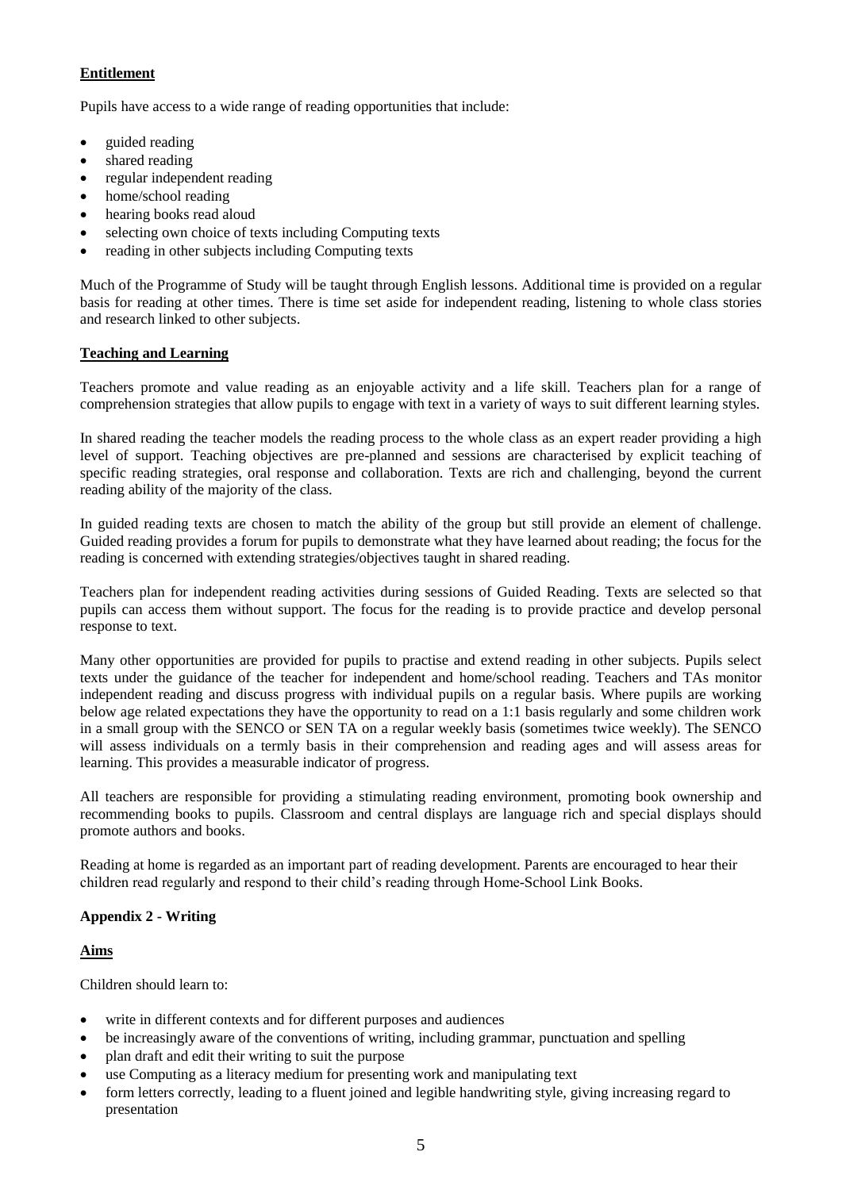**Entitlement**

Pupils have access to a wide range of reading opportunities that include:

- guided reading
- shared reading
- regular independent reading
- home/school reading
- hearing books read aloud
- selecting own choice of texts including Computing texts
- reading in other subjects including Computing texts

Much of the Programme of Study will be taught through English lessons. Additional time is provided on a regular basis for reading at other times. There is time set aside for independent reading, listening to whole class stories and research linked to other subjects.

**Teaching and Learning**

Teachers promote and value reading as an enjoyable activity and a life skill. Teachers plan for a range of comprehension strategies that allow pupils to engage with text in a variety of ways to suit different learning styles.

In shared reading the teacher models the reading process to the whole class as an expert reader providing a high level of support. Teaching objectives are pre-planned and sessions are characterised by explicit teaching of specific reading strategies, oral response and collaboration. Texts are rich and challenging, beyond the current reading ability of the majority of the class.

In guided reading texts are chosen to match the ability of the group but still provide an element of challenge. Guided reading provides a forum for pupils to demonstrate what they have learned about reading; the focus for the reading is concerned with extending strategies/objectives taught in shared reading.

Teachers plan for independent reading activities during sessions of Guided Reading. Texts are selected so that pupils can access them without support. The focus for the reading is to provide practice and develop personal response to text.

Many other opportunities are provided for pupils to practise and extend reading in other subjects. Pupils select texts under the guidance of the teacher for independent and home/school reading. Teachers and TAs monitor independent reading and discuss progress with individual pupils on a regular basis. Where pupils are working below age related expectations they have the opportunity to read on a 1:1 basis regularly and some children work in a small group with the SENCO or SEN TA on a regular weekly basis (sometimes twice weekly). The SENCO will assess individuals on a termly basis in their comprehension and reading ages and will assess areas for learning. This provides a measurable indicator of progress.

All teachers are responsible for providing a stimulating reading environment, promoting book ownership and recommending books to pupils. Classroom and central displays are language rich and special displays should promote authors and books.

Reading at home is regarded as an important part of reading development. Parents are encouraged to hear their children read regularly and respond to their child's reading through Home-School Link Books.

## Appendix 2 - Writing

**Aims**

Children should learn to:

- write in different contexts and for different purposes and audiences
- be increasingly aware of the conventions of writing, including grammar, punctuation and spelling
- plan draft and edit their writing to suit the purpose
- use Computing as a literacy medium for presenting work and manipulating text
- form letters correctly, leading to a fluent joined and legible handwriting style, giving increasing regard to presentation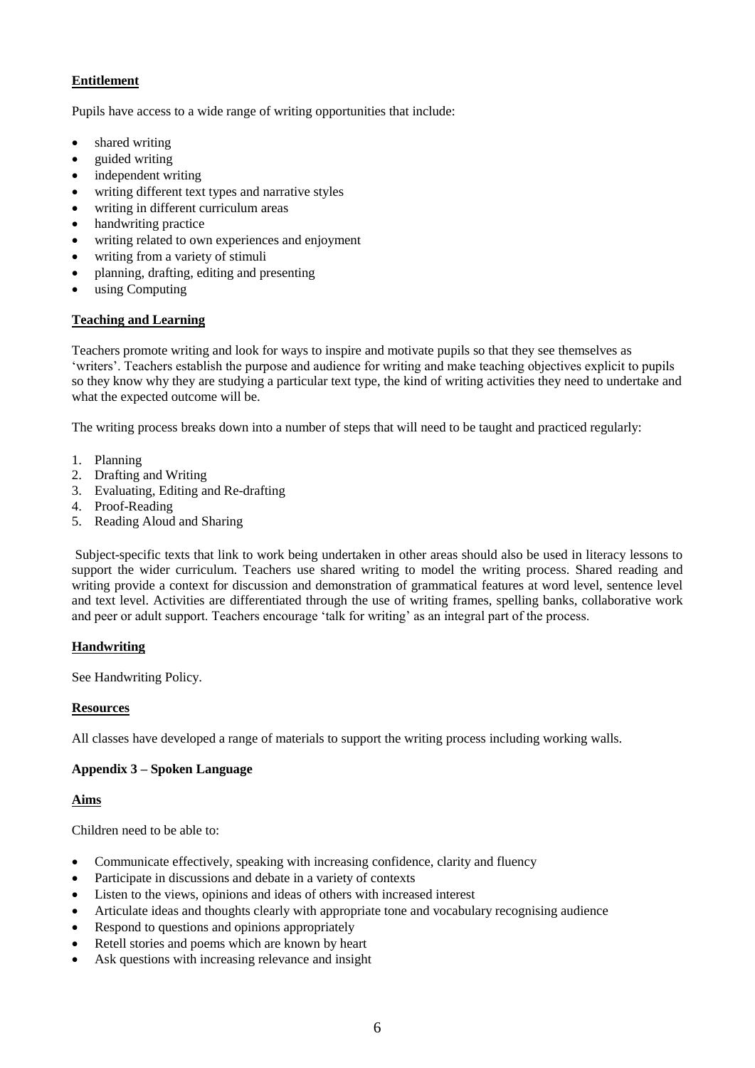## Entitlement

Pupils have access to a wide range of writing opportunities that include:

- shared writing
- guided writing
- independent writing
- writing different text types and narrative styles
- writing in different curriculum areas
- handwriting practice
- writing related to own experiences and enjoyment
- writing from a variety of stimuli
- planning, drafting, editing and presenting
- using Computing

## Teaching and Learning

Teachers promote writing and look for ways to inspire and motivate pupils so that they see themselves as 'writers'. Teachers establish the purpose and audience for writing and make teaching objectives explicit to pupils so they know why they are studying a particular text type, the kind of writing activities they need to undertake and what the expected outcome will be.

The writing process breaks down into a number of steps that will need to be taught and practiced regularly:

1. Planning
2. Drafting and Writing
3. Evaluating, Editing and Re-drafting
4. Proof-Reading
5. Reading Aloud and Sharing

Subject-specific texts that link to work being undertaken in other areas should also be used in literacy lessons to support the wider curriculum. Teachers use shared writing to model the writing process. Shared reading and writing provide a context for discussion and demonstration of grammatical features at word level, sentence level and text level. Activities are differentiated through the use of writing frames, spelling banks, collaborative work and peer or adult support. Teachers encourage 'talk for writing' as an integral part of the process.

## Handwriting

See Handwriting Policy.

## Resources

All classes have developed a range of materials to support the writing process including working walls.

# Appendix 3 – Spoken Language

## Aims

Children need to be able to:

- Communicate effectively, speaking with increasing confidence, clarity and fluency
- Participate in discussions and debate in a variety of contexts
- Listen to the views, opinions and ideas of others with increased interest
- Articulate ideas and thoughts clearly with appropriate tone and vocabulary recognising audience
- Respond to questions and opinions appropriately
- Retell stories and poems which are known by heart
- Ask questions with increasing relevance and insight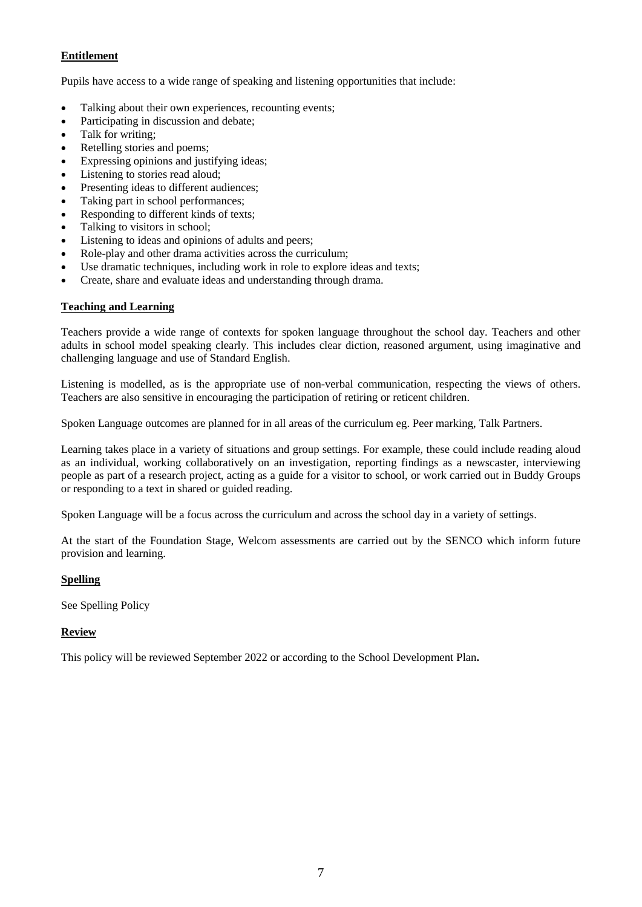**Entitlement**

Pupils have access to a wide range of speaking and listening opportunities that include:

- Talking about their own experiences, recounting events;
- Participating in discussion and debate;
- Talk for writing;
- Retelling stories and poems;
- Expressing opinions and justifying ideas;
- Listening to stories read aloud;
- Presenting ideas to different audiences;
- Taking part in school performances;
- Responding to different kinds of texts;
- Talking to visitors in school;
- Listening to ideas and opinions of adults and peers;
- Role-play and other drama activities across the curriculum;
- Use dramatic techniques, including work in role to explore ideas and texts;
- Create, share and evaluate ideas and understanding through drama.

**Teaching and Learning**

Teachers provide a wide range of contexts for spoken language throughout the school day. Teachers and other adults in school model speaking clearly. This includes clear diction, reasoned argument, using imaginative and challenging language and use of Standard English.

Listening is modelled, as is the appropriate use of non-verbal communication, respecting the views of others. Teachers are also sensitive in encouraging the participation of retiring or reticent children.

Spoken Language outcomes are planned for in all areas of the curriculum eg. Peer marking, Talk Partners.

Learning takes place in a variety of situations and group settings. For example, these could include reading aloud as an individual, working collaboratively on an investigation, reporting findings as a newscaster, interviewing people as part of a research project, acting as a guide for a visitor to school, or work carried out in Buddy Groups or responding to a text in shared or guided reading.

Spoken Language will be a focus across the curriculum and across the school day in a variety of settings.

At the start of the Foundation Stage, Welcom assessments are carried out by the SENCO which inform future provision and learning.

**Spelling**

See Spelling Policy

**Review**

This policy will be reviewed September 2022 or according to the School Development Plan**.**